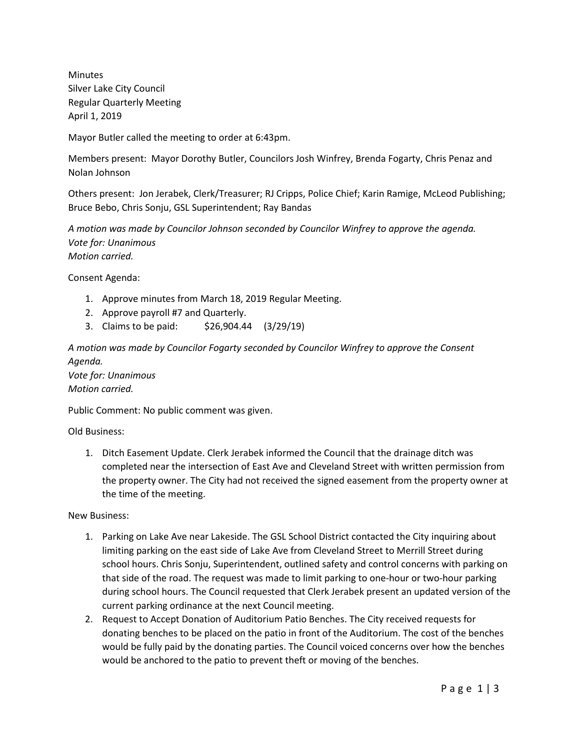Minutes
Silver Lake City Council
Regular Quarterly Meeting
April 1, 2019

Mayor Butler called the meeting to order at 6:43pm.

Members present: Mayor Dorothy Butler, Councilors Josh Winfrey, Brenda Fogarty, Chris Penaz and Nolan Johnson

Others present: Jon Jerabek, Clerk/Treasurer; RJ Cripps, Police Chief; Karin Ramige, McLeod Publishing; Bruce Bebo, Chris Sonju, GSL Superintendent; Ray Bandas

*A motion was made by Councilor Johnson seconded by Councilor Winfrey to approve the agenda.*
*Vote for: Unanimous*
*Motion carried.*

Consent Agenda:

1. Approve minutes from March 18, 2019 Regular Meeting.
2. Approve payroll #7 and Quarterly.
3. Claims to be paid: $26,904.44 (3/29/19)

*A motion was made by Councilor Fogarty seconded by Councilor Winfrey to approve the Consent Agenda.*
*Vote for: Unanimous*
*Motion carried.*

Public Comment: No public comment was given.

Old Business:

1. Ditch Easement Update. Clerk Jerabek informed the Council that the drainage ditch was completed near the intersection of East Ave and Cleveland Street with written permission from the property owner. The City had not received the signed easement from the property owner at the time of the meeting.

New Business:

1. Parking on Lake Ave near Lakeside. The GSL School District contacted the City inquiring about limiting parking on the east side of Lake Ave from Cleveland Street to Merrill Street during school hours. Chris Sonju, Superintendent, outlined safety and control concerns with parking on that side of the road. The request was made to limit parking to one-hour or two-hour parking during school hours. The Council requested that Clerk Jerabek present an updated version of the current parking ordinance at the next Council meeting.
2. Request to Accept Donation of Auditorium Patio Benches. The City received requests for donating benches to be placed on the patio in front of the Auditorium. The cost of the benches would be fully paid by the donating parties. The Council voiced concerns over how the benches would be anchored to the patio to prevent theft or moving of the benches.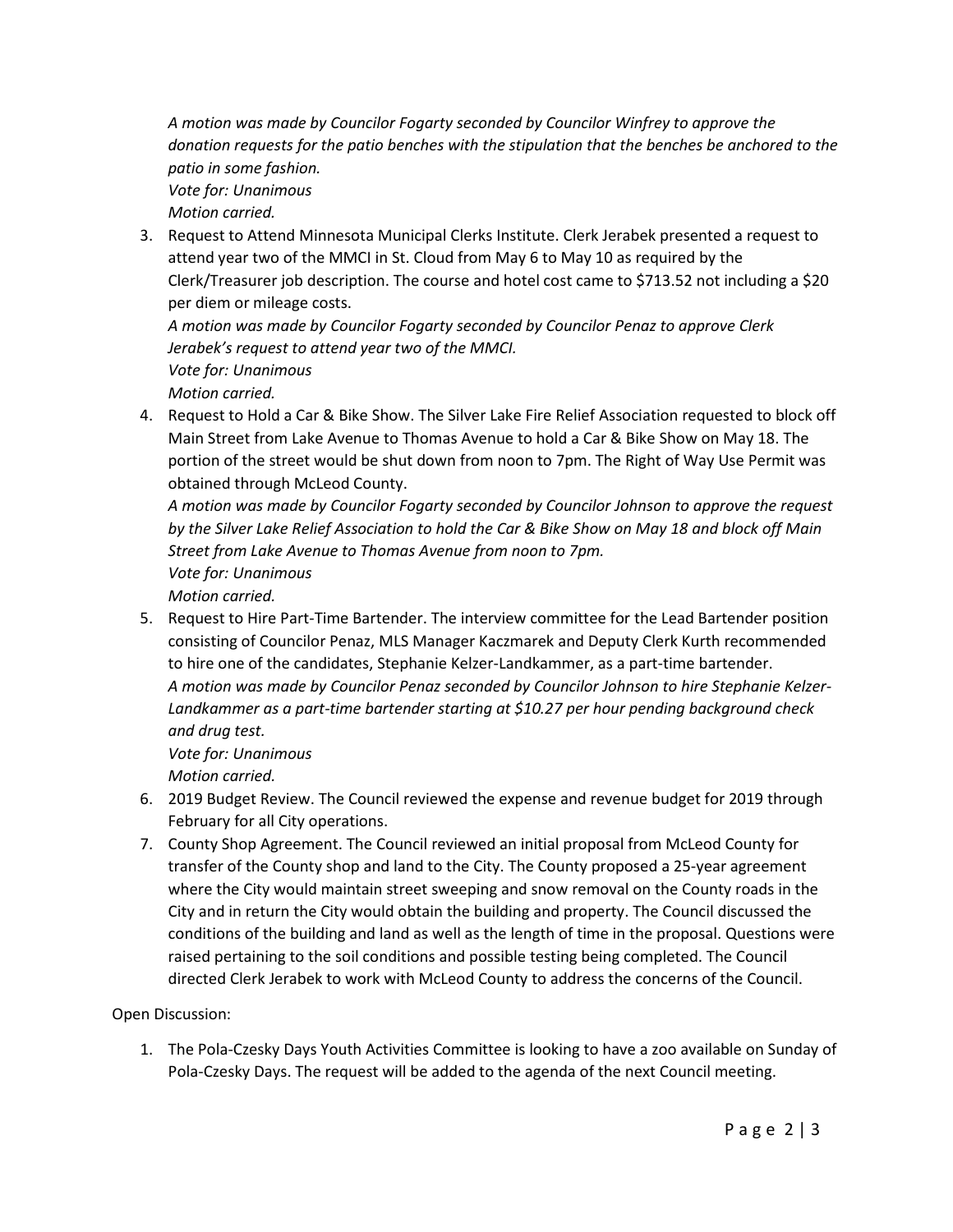*A motion was made by Councilor Fogarty seconded by Councilor Winfrey to approve the donation requests for the patio benches with the stipulation that the benches be anchored to the patio in some fashion.*
*Vote for: Unanimous*
*Motion carried.*

3. Request to Attend Minnesota Municipal Clerks Institute. Clerk Jerabek presented a request to attend year two of the MMCI in St. Cloud from May 6 to May 10 as required by the Clerk/Treasurer job description. The course and hotel cost came to $713.52 not including a $20 per diem or mileage costs.
   *A motion was made by Councilor Fogarty seconded by Councilor Penaz to approve Clerk Jerabek's request to attend year two of the MMCI.*
   *Vote for: Unanimous*
   *Motion carried.*
4. Request to Hold a Car & Bike Show. The Silver Lake Fire Relief Association requested to block off Main Street from Lake Avenue to Thomas Avenue to hold a Car & Bike Show on May 18. The portion of the street would be shut down from noon to 7pm. The Right of Way Use Permit was obtained through McLeod County.
   *A motion was made by Councilor Fogarty seconded by Councilor Johnson to approve the request by the Silver Lake Relief Association to hold the Car & Bike Show on May 18 and block off Main Street from Lake Avenue to Thomas Avenue from noon to 7pm.*
   *Vote for: Unanimous*
   *Motion carried.*
5. Request to Hire Part-Time Bartender. The interview committee for the Lead Bartender position consisting of Councilor Penaz, MLS Manager Kaczmarek and Deputy Clerk Kurth recommended to hire one of the candidates, Stephanie Kelzer-Landkammer, as a part-time bartender.
   *A motion was made by Councilor Penaz seconded by Councilor Johnson to hire Stephanie Kelzer-Landkammer as a part-time bartender starting at $10.27 per hour pending background check and drug test.*
   *Vote for: Unanimous*
   *Motion carried.*
6. 2019 Budget Review. The Council reviewed the expense and revenue budget for 2019 through February for all City operations.
7. County Shop Agreement. The Council reviewed an initial proposal from McLeod County for transfer of the County shop and land to the City. The County proposed a 25-year agreement where the City would maintain street sweeping and snow removal on the County roads in the City and in return the City would obtain the building and property. The Council discussed the conditions of the building and land as well as the length of time in the proposal. Questions were raised pertaining to the soil conditions and possible testing being completed. The Council directed Clerk Jerabek to work with McLeod County to address the concerns of the Council.

Open Discussion:

1. The Pola-Czesky Days Youth Activities Committee is looking to have a zoo available on Sunday of Pola-Czesky Days. The request will be added to the agenda of the next Council meeting.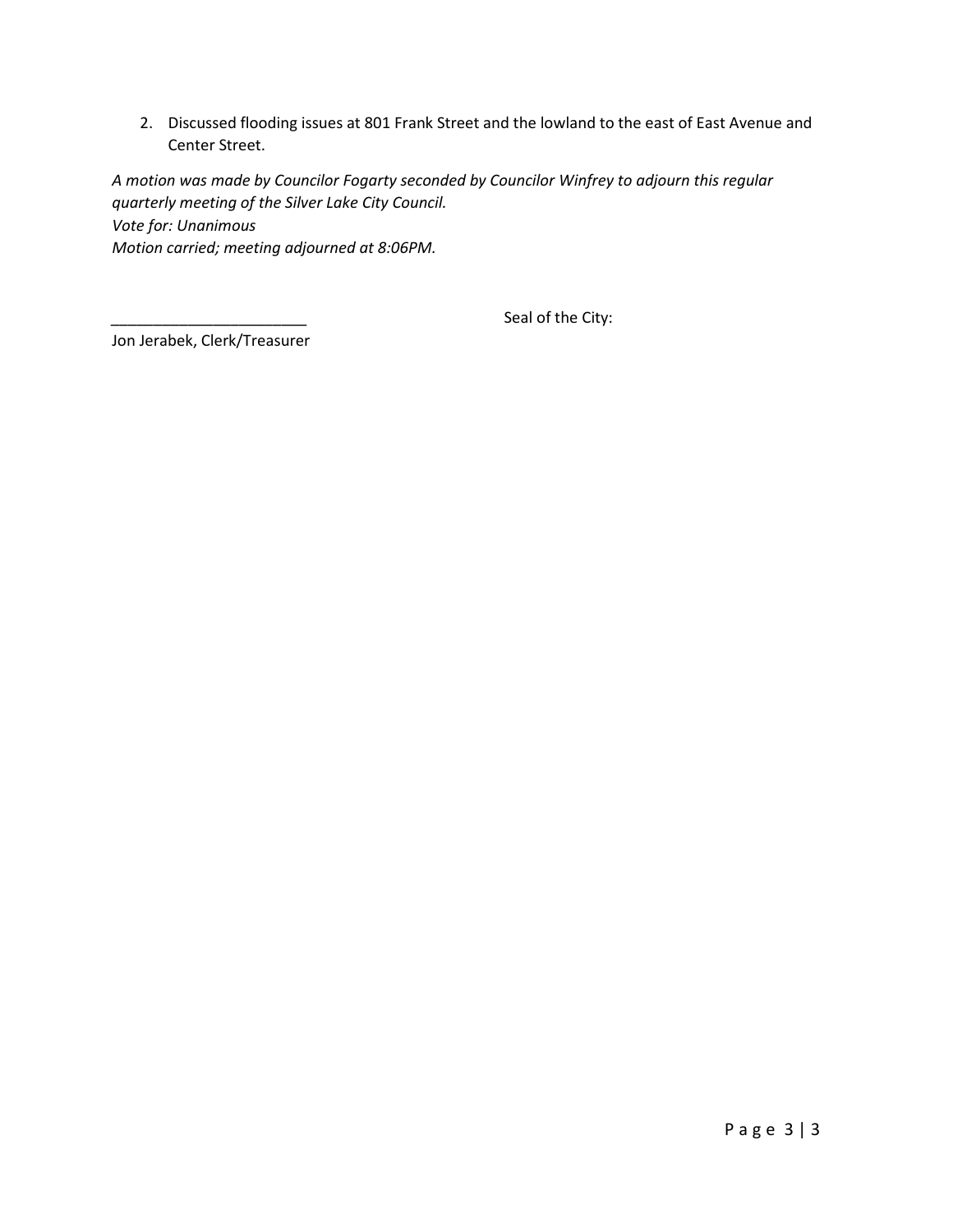2. Discussed flooding issues at 801 Frank Street and the lowland to the east of East Avenue and Center Street.

*A motion was made by Councilor Fogarty seconded by Councilor Winfrey to adjourn this regular quarterly meeting of the Silver Lake City Council.*
*Vote for: Unanimous*
*Motion carried; meeting adjourned at 8:06PM.*

_______________________ Seal of the City:

Jon Jerabek, Clerk/Treasurer